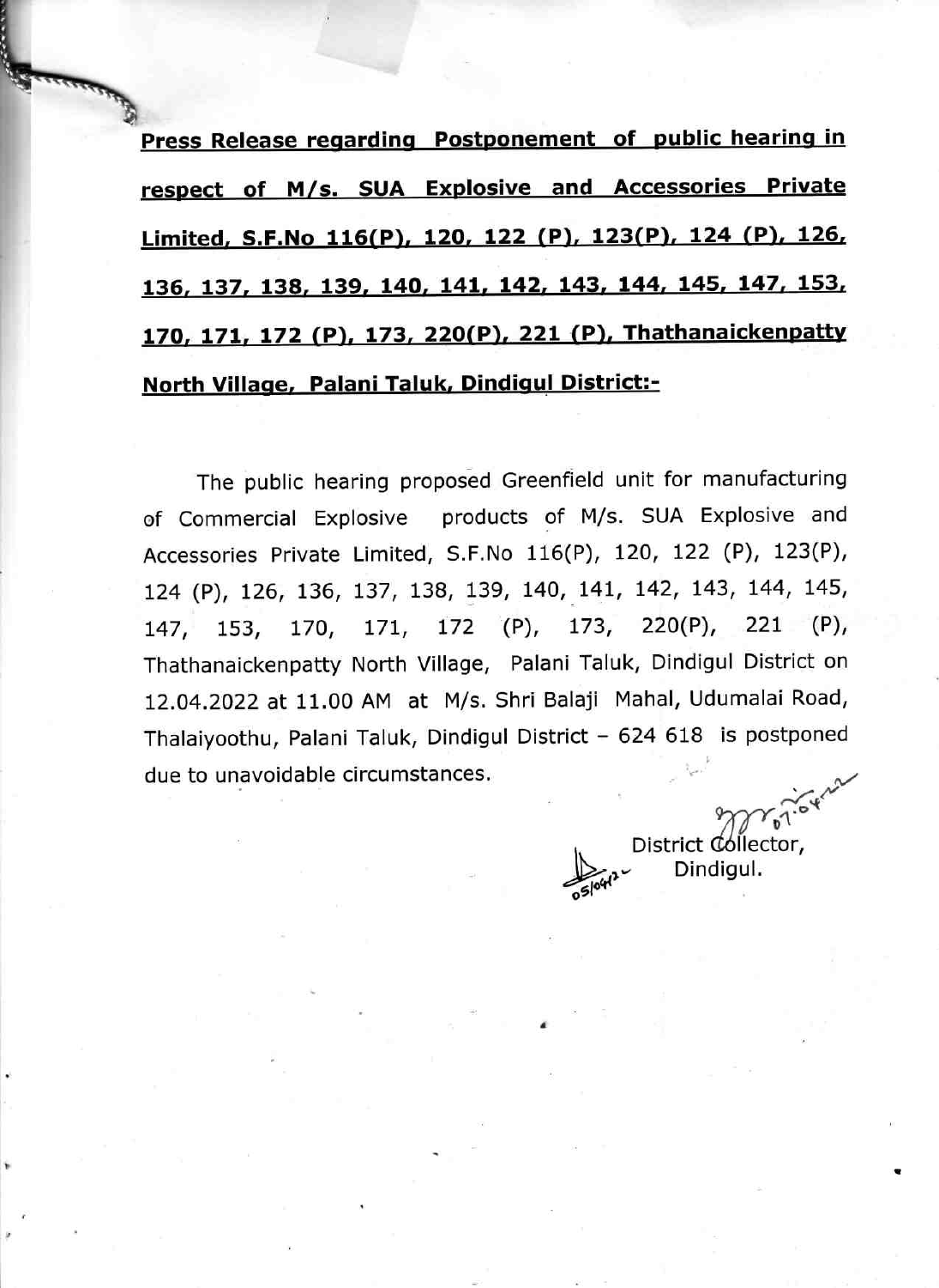**Press Release regarding Postponement of public hearing in respect of M/s. SUA Explosive and Accessories Private Limited, S.F.No 116(P), 120, 122 (P), 123(P), 124 (P), 126, 136, 137, 138, 139, 140, 141, 142, 143, 144, 145, 147, 153, 170, 171, 172 (P), 173, 220(P), 221 (P), Thathanaickenpatty North Village, Palani Taluk, Dindigul District:-**

The public hearing proposed Greenfield unit for manufacturing of Commercial Explosive products of M/s. SUA Explosive and Accessories Private Limited, S.F.No 116(P), 120, 122 (P), 123(P), 124 (P), 126, 136, 137, 138, 139, 140, 141, 142, 143, 144, 145, 147, 153, 170, 171, 172 (P), 173, 220(P), 221 (P), Thathanaickenpatty North Village, Palani Taluk, Dindigul District on 12.04.2022 at 11.00 AM at M/s. Shri Balaji Mahal, Udumalai Road, Thalaiyoothu, Palani Taluk, Dindigul District – 624 618 is postponed due to unavoidable circumstances.

07.04.22

District Collector,
Dindigul.

05/04/22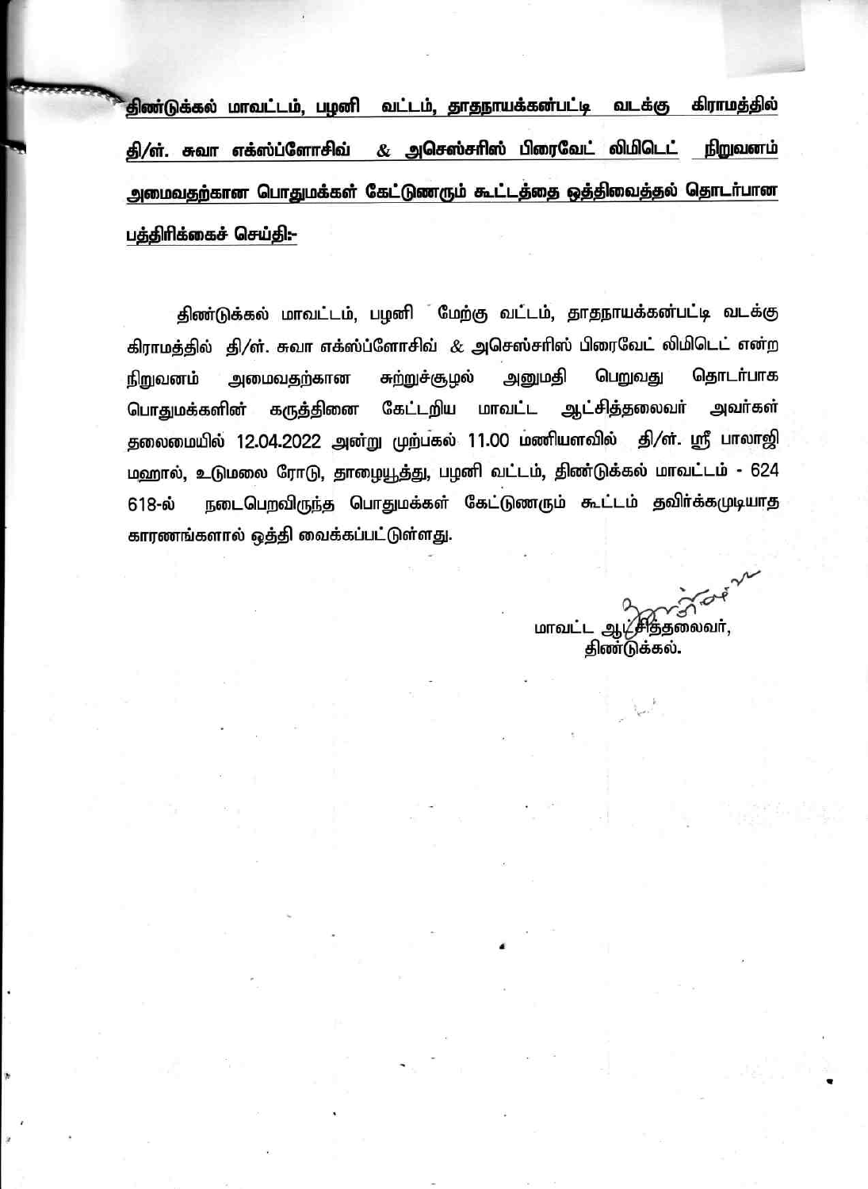**திண்டுக்கல் மாவட்டம், பழனி வட்டம், தாதநாயக்கன்பட்டி வடக்கு கிராமத்தில் தி/ள். சுவா எக்ஸ்ப்ளோசிவ் & அசெஸ்சரிஸ் பிரைவேட் லிமிடெட் நிறுவனம் அமைவதற்கான பொதுமக்கள் கேட்டுணரும் கூட்டத்தை ஒத்திவைத்தல் தொடர்பான பத்திரிக்கைச் செய்தி:-**

திண்டுக்கல் மாவட்டம், பழனி மேற்கு வட்டம், தாதநாயக்கன்பட்டி வடக்கு கிராமத்தில் தி/ள். சுவா எக்ஸ்ப்ளோசிவ் & அசெஸ்சரிஸ் பிரைவேட் லிமிடெட் என்ற நிறுவனம் அமைவதற்கான சுற்றுச்சூழல் அனுமதி பெறுவது தொடர்பாக பொதுமக்களின் கருத்தினை கேட்டறிய மாவட்ட ஆட்சித்தலைவர் அவர்கள் தலைமையில் 12.04.2022 அன்று முற்பகல் 11.00 மணியளவில் தி/ள். ஸ்ரீ பாலாஜி மஹால், உடுமலை ரோடு, தாழையூத்து, பழனி வட்டம், திண்டுக்கல் மாவட்டம் - 624 618-ல் நடைபெறவிருந்த பொதுமக்கள் கேட்டுணரும் கூட்டம் தவிர்க்கமுடியாத காரணங்களால் ஒத்தி வைக்கப்பட்டுள்ளது.

மாவட்ட ஆட்சித்தலைவர்,
திண்டுக்கல்.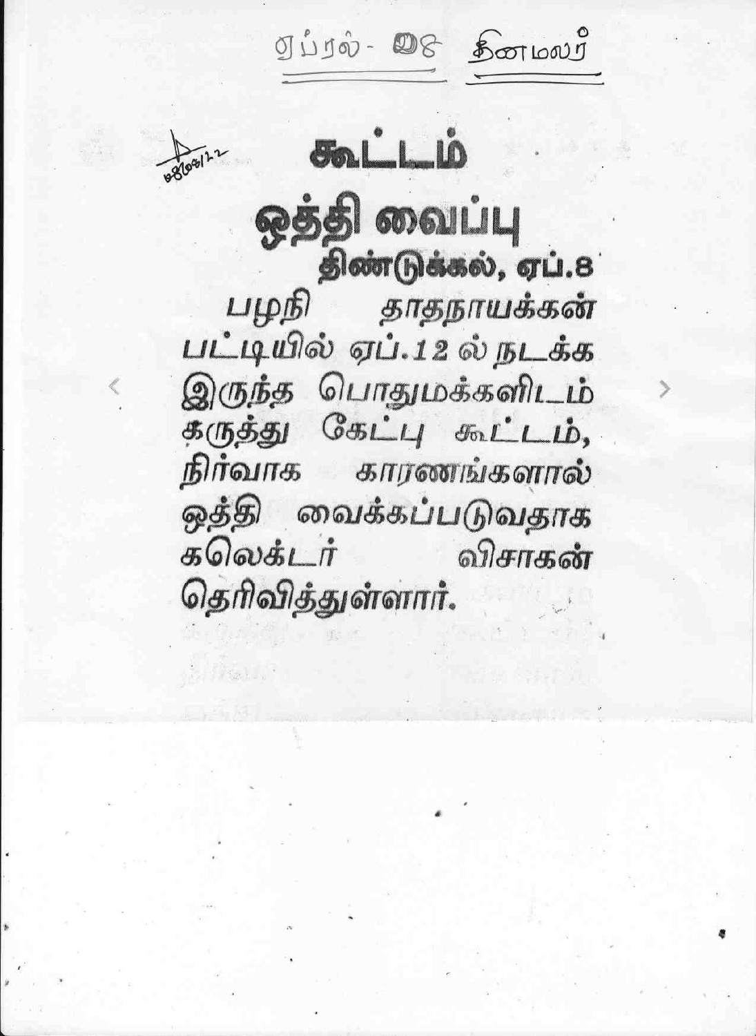ஏப்ரல்- ௦8 தினமலர்

# கூட்டம்

# ஒத்தி வைப்பு

**திண்டுக்கல், ஏப்.8**

பழநி தாதநாயக்கன் பட்டியில் ஏப்.12 ல் நடக்க இருந்த பொதுமக்களிடம் கருத்து கேட்பு கூட்டம், நிர்வாக காரணங்களால் ஒத்தி வைக்கப்படுவதாக கலெக்டர் விசாகன் தெரிவித்துள்ளார்.